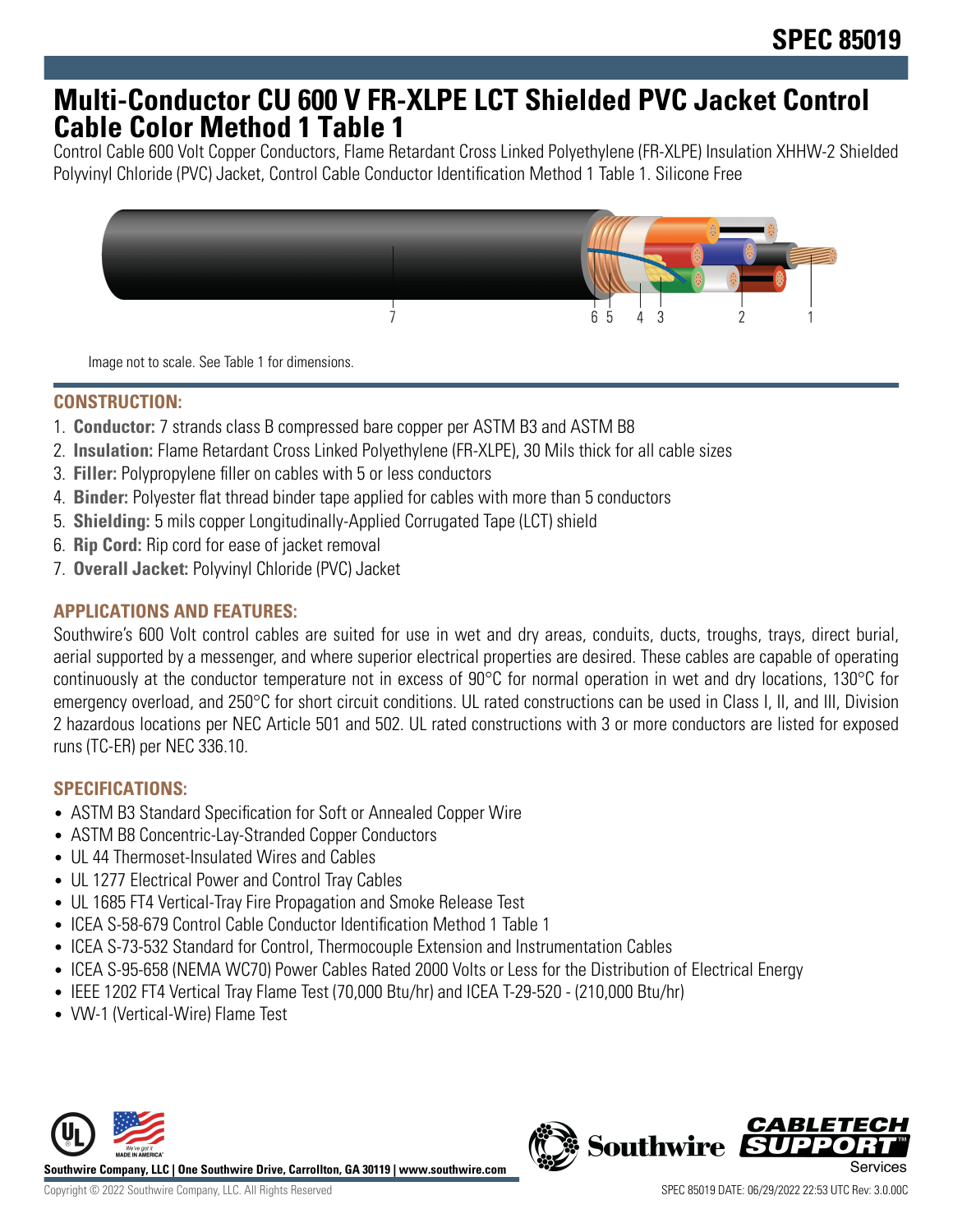# Multi-Conductor CU 600 V FR-XLPE LCT Shielded PVC Jacket Control Cable Color Method 1 Table 1

Control Cable 600 Volt Copper Conductors, Flame Retardant Cross Linked Polyethylene (FR-XLPE) Insulation XHHW-2 Shielded Polyvinyl Chloride (PVC) Jacket, Control Cable Conductor Identification Method 1 Table 1. Silicone Free

Image not to scale. See Table 1 for dimensions.

## CONSTRUCTION:

1. **Conductor:** 7 strands class B compressed bare copper per ASTM B3 and ASTM B8
2. **Insulation:** Flame Retardant Cross Linked Polyethylene (FR-XLPE), 30 Mils thick for all cable sizes
3. **Filler:** Polypropylene filler on cables with 5 or less conductors
4. **Binder:** Polyester flat thread binder tape applied for cables with more than 5 conductors
5. **Shielding:** 5 mils copper Longitudinally-Applied Corrugated Tape (LCT) shield
6. **Rip Cord:** Rip cord for ease of jacket removal
7. **Overall Jacket:** Polyvinyl Chloride (PVC) Jacket

## APPLICATIONS AND FEATURES:

Southwire's 600 Volt control cables are suited for use in wet and dry areas, conduits, ducts, troughs, trays, direct burial, aerial supported by a messenger, and where superior electrical properties are desired. These cables are capable of operating continuously at the conductor temperature not in excess of 90°C for normal operation in wet and dry locations, 130°C for emergency overload, and 250°C for short circuit conditions. UL rated constructions can be used in Class I, II, and III, Division 2 hazardous locations per NEC Article 501 and 502. UL rated constructions with 3 or more conductors are listed for exposed runs (TC-ER) per NEC 336.10.

## SPECIFICATIONS:

- ASTM B3 Standard Specification for Soft or Annealed Copper Wire
- ASTM B8 Concentric-Lay-Stranded Copper Conductors
- UL 44 Thermoset-Insulated Wires and Cables
- UL 1277 Electrical Power and Control Tray Cables
- UL 1685 FT4 Vertical-Tray Fire Propagation and Smoke Release Test
- ICEA S-58-679 Control Cable Conductor Identification Method 1 Table 1
- ICEA S-73-532 Standard for Control, Thermocouple Extension and Instrumentation Cables
- ICEA S-95-658 (NEMA WC70) Power Cables Rated 2000 Volts or Less for the Distribution of Electrical Energy
- IEEE 1202 FT4 Vertical Tray Flame Test (70,000 Btu/hr) and ICEA T-29-520 - (210,000 Btu/hr)
- VW-1 (Vertical-Wire) Flame Test

Southwire Company, LLC | One Southwire Drive, Carrollton, GA 30119 | www.southwire.com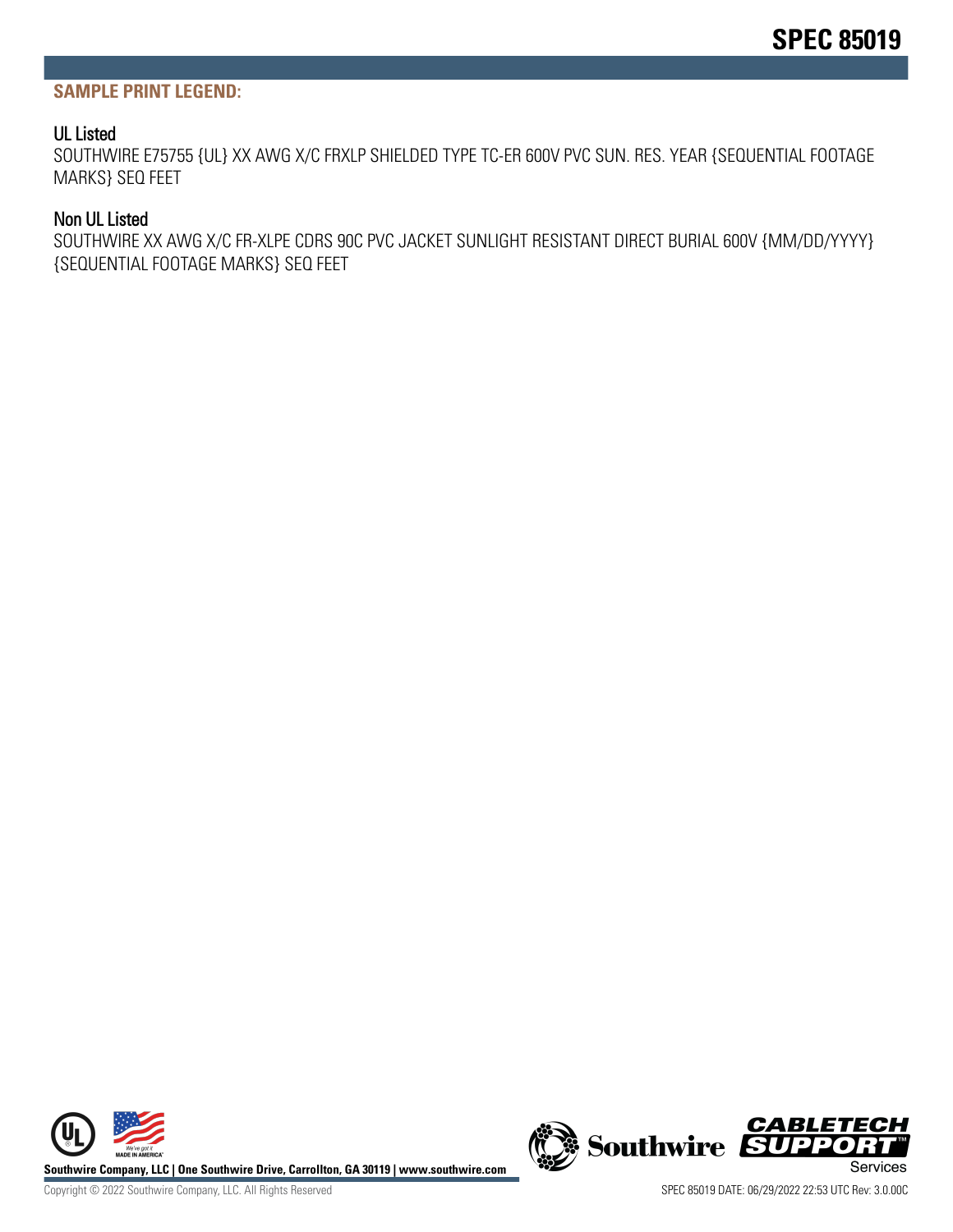## SAMPLE PRINT LEGEND:

### UL Listed

SOUTHWIRE E75755 {UL} XX AWG X/C FRXLP SHIELDED TYPE TC-ER 600V PVC SUN. RES. YEAR {SEQUENTIAL FOOTAGE MARKS} SEQ FEET

### Non UL Listed

SOUTHWIRE XX AWG X/C FR-XLPE CDRS 90C PVC JACKET SUNLIGHT RESISTANT DIRECT BURIAL 600V {MM/DD/YYYY} {SEQUENTIAL FOOTAGE MARKS} SEQ FEET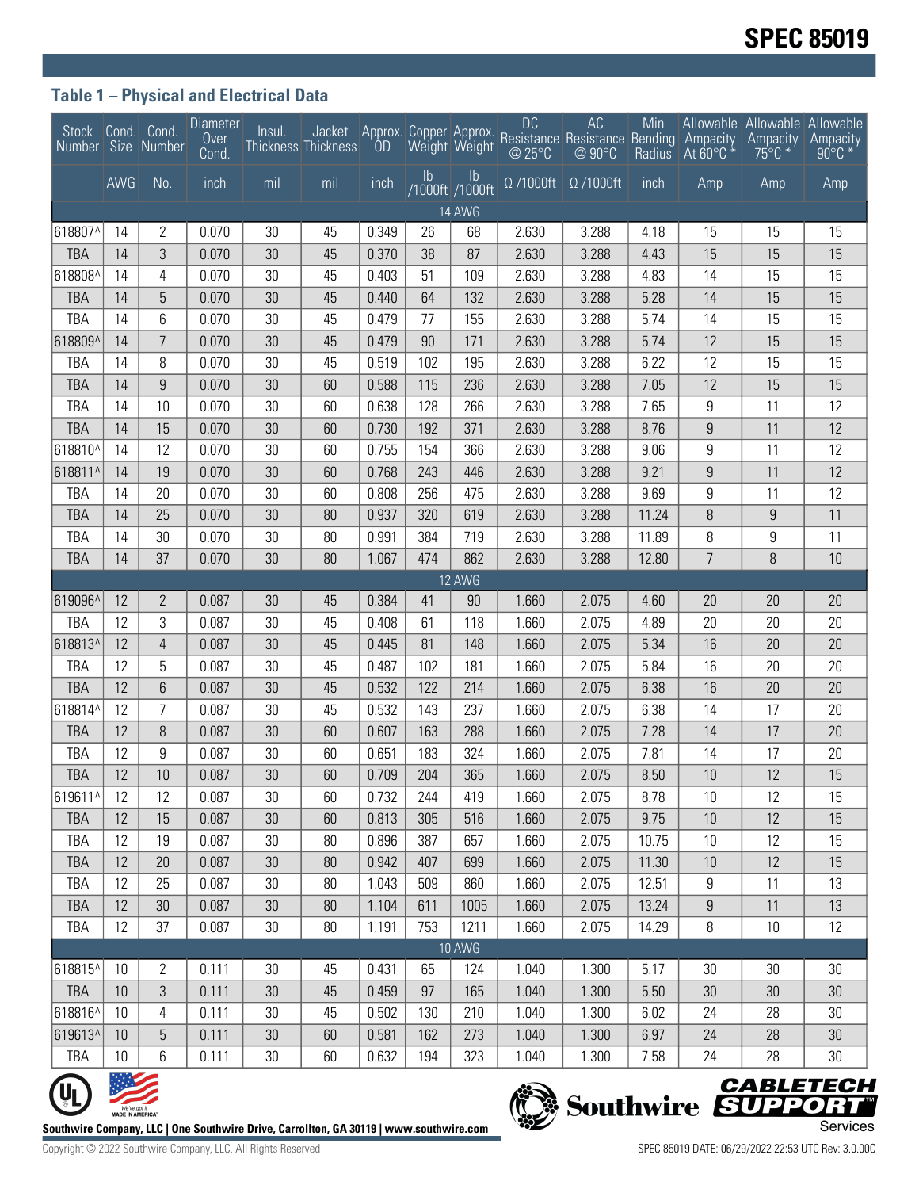## Table 1 – Physical and Electrical Data

| Stock Number | Cond. Size | Cond. Number | Diameter Over Cond. | Insul. Thickness | Jacket Thickness | Approx. OD | Copper Weight | Approx. Weight | DC Resistance @ 25°C | AC Resistance @ 90°C | Min Bending Radius | Allowable Ampacity At 60°C * | Allowable Ampacity 75°C * | Allowable Ampacity 90°C * |
|---|---|---|---|---|---|---|---|---|---|---|---|---|---|---|
| | AWG | No. | inch | mil | mil | inch | lb /1000ft | lb /1000ft | Ω /1000ft | Ω /1000ft | inch | Amp | Amp | Amp |
| 14 AWG | | | | | | | | | | | | | | |
| 618807^ | 14 | 2 | 0.070 | 30 | 45 | 0.349 | 26 | 68 | 2.630 | 3.288 | 4.18 | 15 | 15 | 15 |
| TBA | 14 | 3 | 0.070 | 30 | 45 | 0.370 | 38 | 87 | 2.630 | 3.288 | 4.43 | 15 | 15 | 15 |
| 618808^ | 14 | 4 | 0.070 | 30 | 45 | 0.403 | 51 | 109 | 2.630 | 3.288 | 4.83 | 14 | 15 | 15 |
| TBA | 14 | 5 | 0.070 | 30 | 45 | 0.440 | 64 | 132 | 2.630 | 3.288 | 5.28 | 14 | 15 | 15 |
| TBA | 14 | 6 | 0.070 | 30 | 45 | 0.479 | 77 | 155 | 2.630 | 3.288 | 5.74 | 14 | 15 | 15 |
| 618809^ | 14 | 7 | 0.070 | 30 | 45 | 0.479 | 90 | 171 | 2.630 | 3.288 | 5.74 | 12 | 15 | 15 |
| TBA | 14 | 8 | 0.070 | 30 | 45 | 0.519 | 102 | 195 | 2.630 | 3.288 | 6.22 | 12 | 15 | 15 |
| TBA | 14 | 9 | 0.070 | 30 | 60 | 0.588 | 115 | 236 | 2.630 | 3.288 | 7.05 | 12 | 15 | 15 |
| TBA | 14 | 10 | 0.070 | 30 | 60 | 0.638 | 128 | 266 | 2.630 | 3.288 | 7.65 | 9 | 11 | 12 |
| TBA | 14 | 15 | 0.070 | 30 | 60 | 0.730 | 192 | 371 | 2.630 | 3.288 | 8.76 | 9 | 11 | 12 |
| 618810^ | 14 | 12 | 0.070 | 30 | 60 | 0.755 | 154 | 366 | 2.630 | 3.288 | 9.06 | 9 | 11 | 12 |
| 618811^ | 14 | 19 | 0.070 | 30 | 60 | 0.768 | 243 | 446 | 2.630 | 3.288 | 9.21 | 9 | 11 | 12 |
| TBA | 14 | 20 | 0.070 | 30 | 60 | 0.808 | 256 | 475 | 2.630 | 3.288 | 9.69 | 9 | 11 | 12 |
| TBA | 14 | 25 | 0.070 | 30 | 80 | 0.937 | 320 | 619 | 2.630 | 3.288 | 11.24 | 8 | 9 | 11 |
| TBA | 14 | 30 | 0.070 | 30 | 80 | 0.991 | 384 | 719 | 2.630 | 3.288 | 11.89 | 8 | 9 | 11 |
| TBA | 14 | 37 | 0.070 | 30 | 80 | 1.067 | 474 | 862 | 2.630 | 3.288 | 12.80 | 7 | 8 | 10 |
| 12 AWG | | | | | | | | | | | | | | |
| 619096^ | 12 | 2 | 0.087 | 30 | 45 | 0.384 | 41 | 90 | 1.660 | 2.075 | 4.60 | 20 | 20 | 20 |
| TBA | 12 | 3 | 0.087 | 30 | 45 | 0.408 | 61 | 118 | 1.660 | 2.075 | 4.89 | 20 | 20 | 20 |
| 618813^ | 12 | 4 | 0.087 | 30 | 45 | 0.445 | 81 | 148 | 1.660 | 2.075 | 5.34 | 16 | 20 | 20 |
| TBA | 12 | 5 | 0.087 | 30 | 45 | 0.487 | 102 | 181 | 1.660 | 2.075 | 5.84 | 16 | 20 | 20 |
| TBA | 12 | 6 | 0.087 | 30 | 45 | 0.532 | 122 | 214 | 1.660 | 2.075 | 6.38 | 16 | 20 | 20 |
| 618814^ | 12 | 7 | 0.087 | 30 | 45 | 0.532 | 143 | 237 | 1.660 | 2.075 | 6.38 | 14 | 17 | 20 |
| TBA | 12 | 8 | 0.087 | 30 | 60 | 0.607 | 163 | 288 | 1.660 | 2.075 | 7.28 | 14 | 17 | 20 |
| TBA | 12 | 9 | 0.087 | 30 | 60 | 0.651 | 183 | 324 | 1.660 | 2.075 | 7.81 | 14 | 17 | 20 |
| TBA | 12 | 10 | 0.087 | 30 | 60 | 0.709 | 204 | 365 | 1.660 | 2.075 | 8.50 | 10 | 12 | 15 |
| 619611^ | 12 | 12 | 0.087 | 30 | 60 | 0.732 | 244 | 419 | 1.660 | 2.075 | 8.78 | 10 | 12 | 15 |
| TBA | 12 | 15 | 0.087 | 30 | 60 | 0.813 | 305 | 516 | 1.660 | 2.075 | 9.75 | 10 | 12 | 15 |
| TBA | 12 | 19 | 0.087 | 30 | 80 | 0.896 | 387 | 657 | 1.660 | 2.075 | 10.75 | 10 | 12 | 15 |
| TBA | 12 | 20 | 0.087 | 30 | 80 | 0.942 | 407 | 699 | 1.660 | 2.075 | 11.30 | 10 | 12 | 15 |
| TBA | 12 | 25 | 0.087 | 30 | 80 | 1.043 | 509 | 860 | 1.660 | 2.075 | 12.51 | 9 | 11 | 13 |
| TBA | 12 | 30 | 0.087 | 30 | 80 | 1.104 | 611 | 1005 | 1.660 | 2.075 | 13.24 | 9 | 11 | 13 |
| TBA | 12 | 37 | 0.087 | 30 | 80 | 1.191 | 753 | 1211 | 1.660 | 2.075 | 14.29 | 8 | 10 | 12 |
| 10 AWG | | | | | | | | | | | | | | |
| 618815^ | 10 | 2 | 0.111 | 30 | 45 | 0.431 | 65 | 124 | 1.040 | 1.300 | 5.17 | 30 | 30 | 30 |
| TBA | 10 | 3 | 0.111 | 30 | 45 | 0.459 | 97 | 165 | 1.040 | 1.300 | 5.50 | 30 | 30 | 30 |
| 618816^ | 10 | 4 | 0.111 | 30 | 45 | 0.502 | 130 | 210 | 1.040 | 1.300 | 6.02 | 24 | 28 | 30 |
| 619613^ | 10 | 5 | 0.111 | 30 | 60 | 0.581 | 162 | 273 | 1.040 | 1.300 | 6.97 | 24 | 28 | 30 |
| TBA | 10 | 6 | 0.111 | 30 | 60 | 0.632 | 194 | 323 | 1.040 | 1.300 | 7.58 | 24 | 28 | 30 |

Southwire Company, LLC | One Southwire Drive, Carrollton, GA 30119 | www.southwire.com

Copyright © 2022 Southwire Company, LLC. All Rights Reserved

SPEC 85019 DATE: 06/29/2022 22:53 UTC Rev: 3.0.00C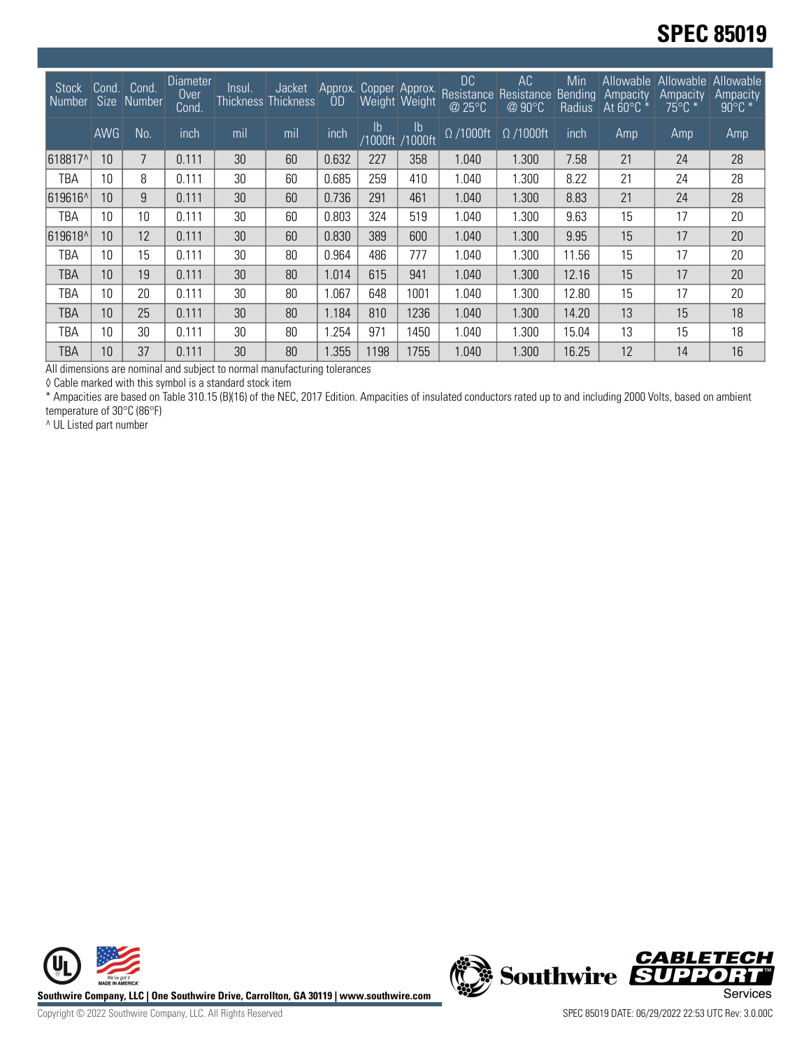# SPEC 85019

| Stock Number | Cond. Size | Cond. Number | Diameter Over Cond. | Insul. Thickness | Jacket Thickness | Approx. OD | Copper Weight | Approx. Weight | DC Resistance @ 25°C | AC Resistance @ 90°C | Min Bending Radius | Allowable Ampacity At 60°C * | Allowable Ampacity 75°C * | Allowable Ampacity 90°C * |
|---|---|---|---|---|---|---|---|---|---|---|---|---|---|---|
| | AWG | No. | inch | mil | mil | inch | lb /1000ft | lb /1000ft | Ω /1000ft | Ω /1000ft | inch | Amp | Amp | Amp |
| 618817^ | 10 | 7 | 0.111 | 30 | 60 | 0.632 | 227 | 358 | 1.040 | 1.300 | 7.58 | 21 | 24 | 28 |
| TBA | 10 | 8 | 0.111 | 30 | 60 | 0.685 | 259 | 410 | 1.040 | 1.300 | 8.22 | 21 | 24 | 28 |
| 619616^ | 10 | 9 | 0.111 | 30 | 60 | 0.736 | 291 | 461 | 1.040 | 1.300 | 8.83 | 21 | 24 | 28 |
| TBA | 10 | 10 | 0.111 | 30 | 60 | 0.803 | 324 | 519 | 1.040 | 1.300 | 9.63 | 15 | 17 | 20 |
| 619618^ | 10 | 12 | 0.111 | 30 | 60 | 0.830 | 389 | 600 | 1.040 | 1.300 | 9.95 | 15 | 17 | 20 |
| TBA | 10 | 15 | 0.111 | 30 | 80 | 0.964 | 486 | 777 | 1.040 | 1.300 | 11.56 | 15 | 17 | 20 |
| TBA | 10 | 19 | 0.111 | 30 | 80 | 1.014 | 615 | 941 | 1.040 | 1.300 | 12.16 | 15 | 17 | 20 |
| TBA | 10 | 20 | 0.111 | 30 | 80 | 1.067 | 648 | 1001 | 1.040 | 1.300 | 12.80 | 15 | 17 | 20 |
| TBA | 10 | 25 | 0.111 | 30 | 80 | 1.184 | 810 | 1236 | 1.040 | 1.300 | 14.20 | 13 | 15 | 18 |
| TBA | 10 | 30 | 0.111 | 30 | 80 | 1.254 | 971 | 1450 | 1.040 | 1.300 | 15.04 | 13 | 15 | 18 |
| TBA | 10 | 37 | 0.111 | 30 | 80 | 1.355 | 1198 | 1755 | 1.040 | 1.300 | 16.25 | 12 | 14 | 16 |

All dimensions are nominal and subject to normal manufacturing tolerances

◊ Cable marked with this symbol is a standard stock item

* Ampacities are based on Table 310.15 (B)(16) of the NEC, 2017 Edition. Ampacities of insulated conductors rated up to and including 2000 Volts, based on ambient temperature of 30°C (86°F)

^ UL Listed part number

Southwire Company, LLC | One Southwire Drive, Carrollton, GA 30119 | www.southwire.com

Copyright © 2022 Southwire Company, LLC. All Rights Reserved

SPEC 85019 DATE: 06/29/2022 22:53 UTC Rev: 3.0.00C